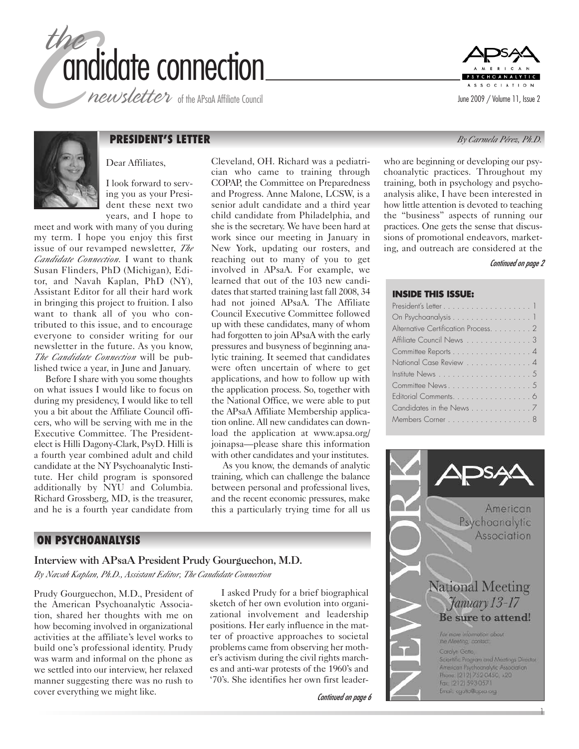# the candidate connection

*newsletter* of the APsaA Affiliate Council

June 2009 / Volume 11, Issue 2

## PRESIDENT'S LETTER

*By Carmela Pérez, Ph.D.*

Dear Affiliates,

I look forward to serving you as your President these next two years, and I hope to meet and work with many of you during my term. I hope you enjoy this first issue of our revamped newsletter, *The Candidate Connection*. I want to thank Susan Flinders, PhD (Michigan), Editor, and Navah Kaplan, PhD (NY), Assistant Editor for all their hard work in bringing this project to fruition. I also want to thank all of you who contributed to this issue, and to encourage everyone to consider writing for our newsletter in the future. As you know, *The Candidate Connection* will be published twice a year, in June and January.

Before I share with you some thoughts on what issues I would like to focus on during my presidency, I would like to tell you a bit about the Affiliate Council officers, who will be serving with me in the Executive Committee. The President-elect is Hilli Dagony-Clark, PsyD. Hilli is a fourth year combined adult and child candidate at the NY Psychoanalytic Institute. Her child program is sponsored additionally by NYU and Columbia. Richard Grossberg, MD, is the treasurer, and he is a fourth year candidate from Cleveland, OH. Richard was a pediatrician who came to training through COPAP, the Committee on Preparedness and Progress. Anne Malone, LCSW, is a senior adult candidate and a third year child candidate from Philadelphia, and she is the secretary. We have been hard at work since our meeting in January in New York, updating our rosters, and reaching out to many of you to get involved in APsaA. For example, we learned that out of the 103 new candidates that started training last fall 2008, 34 had not joined APsaA. The Affiliate Council Executive Committee followed up with these candidates, many of whom had forgotten to join APsaA with the early pressures and busyness of beginning analytic training. It seemed that candidates were often uncertain of where to get applications, and how to follow up with the application process. So, together with the National Office, we were able to put the APsaA Affiliate Membership application online. All new candidates can download the application at www.apsa.org/joinapsa—please share this information with other candidates and your institutes.

As you know, the demands of analytic training, which can challenge the balance between personal and professional lives, and the recent economic pressures, make this a particularly trying time for all us who are beginning or developing our psychoanalytic practices. Throughout my training, both in psychology and psychoanalysis alike, I have been interested in how little attention is devoted to teaching the "business" aspects of running our practices. One gets the sense that discussions of promotional endeavors, marketing, and outreach are considered at the

*Continued on page 2*

### INSIDE THIS ISSUE:

| | |
|---|---|
| President's Letter | 1 |
| On Psychoanalysis | 1 |
| Alternative Certification Process | 2 |
| Affiliate Council News | 3 |
| Committee Reports | 4 |
| National Case Review | 4 |
| Institute News | 5 |
| Committee News | 5 |
| Editorial Comments | 6 |
| Candidates in the News | 7 |
| Members Corner | 8 |

NEW YORK 2010

APsaA American Psychoanalytic Association

National Meeting
January 13-17
**Be sure to attend!**

For more information about the Meeting, contact:
Carolyn Gatto,
Scientific Program and Meetings Director
American Psychoanalytic Association
Phone: (212) 752-0450, x20
Fax: (212) 593-0571
Email: cgatto@apsa.org

## ON PSYCHOANALYSIS

### Interview with APsaA President Prudy Gourguechon, M.D.

*By Navah Kaplan, Ph.D., Assistant Editor, The Candidate Connection*

Prudy Gourguechon, M.D., President of the American Psychoanalytic Association, shared her thoughts with me on how becoming involved in organizational activities at the affiliate's level works to build one's professional identity. Prudy was warm and informal on the phone as we settled into our interview, her relaxed manner suggesting there was no rush to cover everything we might like.

I asked Prudy for a brief biographical sketch of her own evolution into organizational involvement and leadership positions. Her early influence in the matter of proactive approaches to societal problems came from observing her mother's activism during the civil rights marches and anti-war protests of the 1960's and '70's. She identifies her own first leader-

*Continued on page 6*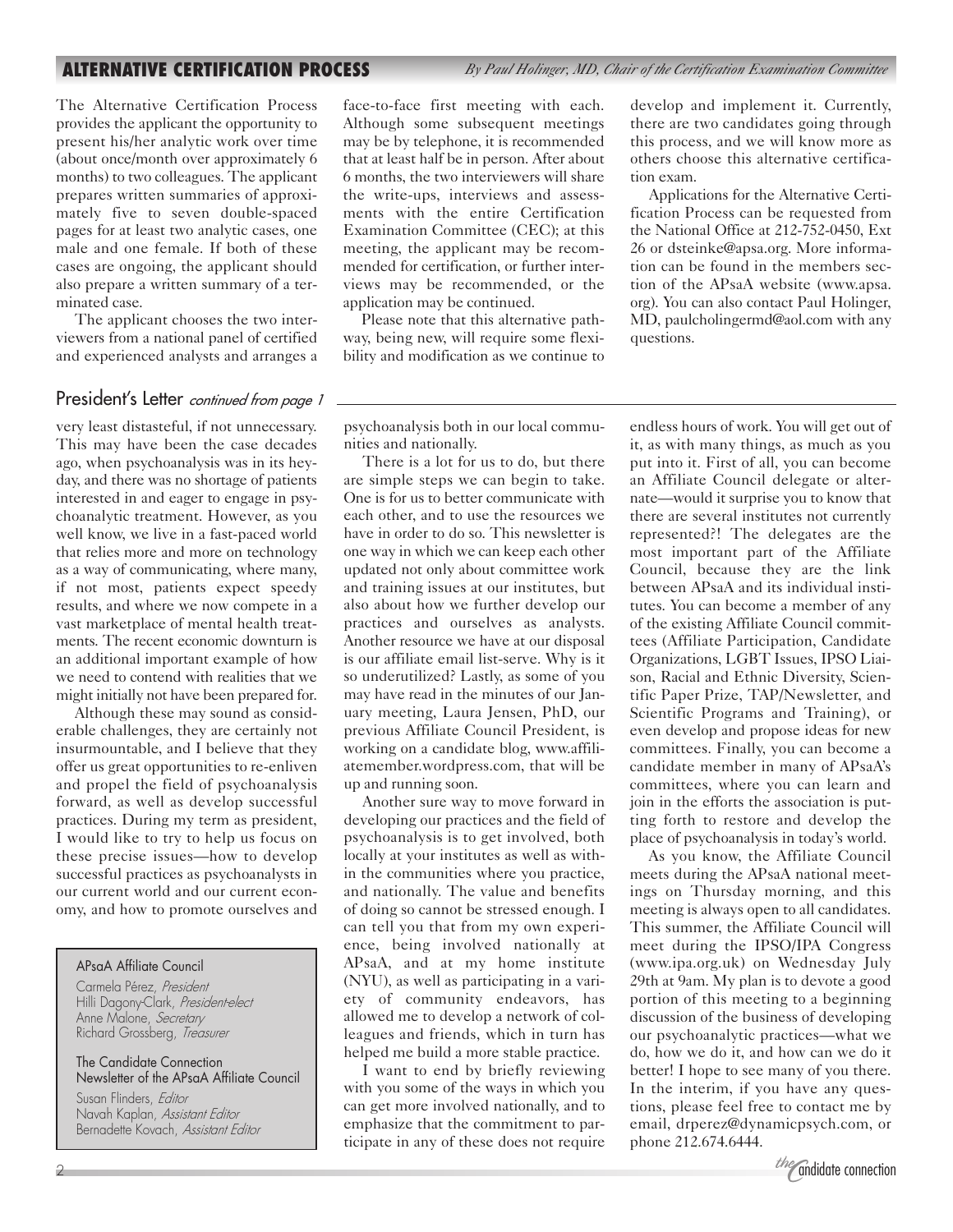## ALTERNATIVE CERTIFICATION PROCESS

*By Paul Holinger, MD, Chair of the Certification Examination Committee*

The Alternative Certification Process provides the applicant the opportunity to present his/her analytic work over time (about once/month over approximately 6 months) to two colleagues. The applicant prepares written summaries of approximately five to seven double-spaced pages for at least two analytic cases, one male and one female. If both of these cases are ongoing, the applicant should also prepare a written summary of a terminated case.

The applicant chooses the two interviewers from a national panel of certified and experienced analysts and arranges a face-to-face first meeting with each. Although some subsequent meetings may be by telephone, it is recommended that at least half be in person. After about 6 months, the two interviewers will share the write-ups, interviews and assessments with the entire Certification Examination Committee (CEC); at this meeting, the applicant may be recommended for certification, or further interviews may be recommended, or the application may be continued.

Please note that this alternative pathway, being new, will require some flexibility and modification as we continue to develop and implement it. Currently, there are two candidates going through this process, and we will know more as others choose this alternative certification exam.

Applications for the Alternative Certification Process can be requested from the National Office at 212-752-0450, Ext 26 or dsteinke@apsa.org. More information can be found in the members section of the APsaA website (www.apsa.org). You can also contact Paul Holinger, MD, paulcholingermd@aol.com with any questions.

## President's Letter *continued from page 1*

very least distasteful, if not unnecessary. This may have been the case decades ago, when psychoanalysis was in its heyday, and there was no shortage of patients interested in and eager to engage in psychoanalytic treatment. However, as you well know, we live in a fast-paced world that relies more and more on technology as a way of communicating, where many, if not most, patients expect speedy results, and where we now compete in a vast marketplace of mental health treatments. The recent economic downturn is an additional important example of how we need to contend with realities that we might initially not have been prepared for.

Although these may sound as considerable challenges, they are certainly not insurmountable, and I believe that they offer us great opportunities to re-enliven and propel the field of psychoanalysis forward, as well as develop successful practices. During my term as president, I would like to try to help us focus on these precise issues—how to develop successful practices as psychoanalysts in our current world and our current economy, and how to promote ourselves and psychoanalysis both in our local communities and nationally.

There is a lot for us to do, but there are simple steps we can begin to take. One is for us to better communicate with each other, and to use the resources we have in order to do so. This newsletter is one way in which we can keep each other updated not only about committee work and training issues at our institutes, but also about how we further develop our practices and ourselves as analysts. Another resource we have at our disposal is our affiliate email list-serve. Why is it so underutilized? Lastly, as some of you may have read in the minutes of our January meeting, Laura Jensen, PhD, our previous Affiliate Council President, is working on a candidate blog, www.affiliatemember.wordpress.com, that will be up and running soon.

Another sure way to move forward in developing our practices and the field of psychoanalysis is to get involved, both locally at your institutes as well as within the communities where you practice, and nationally. The value and benefits of doing so cannot be stressed enough. I can tell you that from my own experience, being involved nationally at APsaA, and at my home institute (NYU), as well as participating in a variety of community endeavors, has allowed me to develop a network of colleagues and friends, which in turn has helped me build a more stable practice.

I want to end by briefly reviewing with you some of the ways in which you can get more involved nationally, and to emphasize that the commitment to participate in any of these does not require endless hours of work. You will get out of it, as with many things, as much as you put into it. First of all, you can become an Affiliate Council delegate or alternate—would it surprise you to know that there are several institutes not currently represented?! The delegates are the most important part of the Affiliate Council, because they are the link between APsaA and its individual institutes. You can become a member of any of the existing Affiliate Council committees (Affiliate Participation, Candidate Organizations, LGBT Issues, IPSO Liaison, Racial and Ethnic Diversity, Scientific Paper Prize, TAP/Newsletter, and Scientific Programs and Training), or even develop and propose ideas for new committees. Finally, you can become a candidate member in many of APsaA's committees, where you can learn and join in the efforts the association is putting forth to restore and develop the place of psychoanalysis in today's world.

As you know, the Affiliate Council meets during the APsaA national meetings on Thursday morning, and this meeting is always open to all candidates. This summer, the Affiliate Council will meet during the IPSO/IPA Congress (www.ipa.org.uk) on Wednesday July 29th at 9am. My plan is to devote a good portion of this meeting to a beginning discussion of the business of developing our psychoanalytic practices—what we do, how we do it, and how can we do it better! I hope to see many of you there. In the interim, if you have any questions, please feel free to contact me by email, drperez@dynamicpsych.com, or phone 212.674.6444.

---

**APsaA Affiliate Council**

Carmela Pérez, *President*
Hilli Dagony-Clark, *President-elect*
Anne Malone, *Secretary*
Richard Grossberg, *Treasurer*

**The Candidate Connection**
**Newsletter of the APsaA Affiliate Council**

Susan Flinders, *Editor*
Navah Kaplan, *Assistant Editor*
Bernadette Kovach, *Assistant Editor*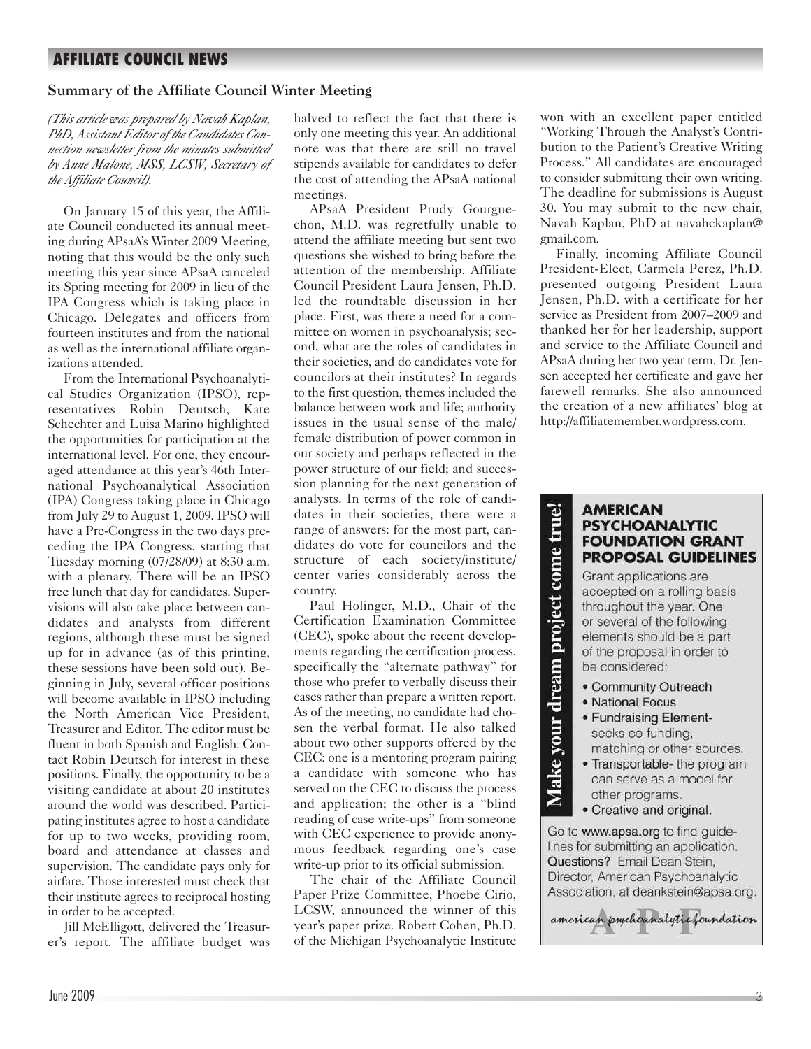## AFFILIATE COUNCIL NEWS

### Summary of the Affiliate Council Winter Meeting

*(This article was prepared by Navah Kaplan, PhD, Assistant Editor of the Candidates Connection newsletter from the minutes submitted by Anne Malone, MSS, LCSW, Secretary of the Affiliate Council).*

On January 15 of this year, the Affiliate Council conducted its annual meeting during APsaA's Winter 2009 Meeting, noting that this would be the only such meeting this year since APsaA canceled its Spring meeting for 2009 in lieu of the IPA Congress which is taking place in Chicago. Delegates and officers from fourteen institutes and from the national as well as the international affiliate organizations attended.

From the International Psychoanalytical Studies Organization (IPSO), representatives Robin Deutsch, Kate Schechter and Luisa Marino highlighted the opportunities for participation at the international level. For one, they encouraged attendance at this year's 46th International Psychoanalytical Association (IPA) Congress taking place in Chicago from July 29 to August 1, 2009. IPSO will have a Pre-Congress in the two days preceding the IPA Congress, starting that Tuesday morning (07/28/09) at 8:30 a.m. with a plenary. There will be an IPSO free lunch that day for candidates. Supervisions will also take place between candidates and analysts from different regions, although these must be signed up for in advance (as of this printing, these sessions have been sold out). Beginning in July, several officer positions will become available in IPSO including the North American Vice President, Treasurer and Editor. The editor must be fluent in both Spanish and English. Contact Robin Deutsch for interest in these positions. Finally, the opportunity to be a visiting candidate at about 20 institutes around the world was described. Participating institutes agree to host a candidate for up to two weeks, providing room, board and attendance at classes and supervision. The candidate pays only for airfare. Those interested must check that their institute agrees to reciprocal hosting in order to be accepted.

Jill McElligott, delivered the Treasurer's report. The affiliate budget was halved to reflect the fact that there is only one meeting this year. An additional note was that there are still no travel stipends available for candidates to defer the cost of attending the APsaA national meetings.

APsaA President Prudy Gourguechon, M.D. was regretfully unable to attend the affiliate meeting but sent two questions she wished to bring before the attention of the membership. Affiliate Council President Laura Jensen, Ph.D. led the roundtable discussion in her place. First, was there a need for a committee on women in psychoanalysis; second, what are the roles of candidates in their societies, and do candidates vote for councilors at their institutes? In regards to the first question, themes included the balance between work and life; authority issues in the usual sense of the male/female distribution of power common in our society and perhaps reflected in the power structure of our field; and succession planning for the next generation of analysts. In terms of the role of candidates in their societies, there were a range of answers: for the most part, candidates do vote for councilors and the structure of each society/institute/center varies considerably across the country.

Paul Holinger, M.D., Chair of the Certification Examination Committee (CEC), spoke about the recent developments regarding the certification process, specifically the "alternate pathway" for those who prefer to verbally discuss their cases rather than prepare a written report. As of the meeting, no candidate had chosen the verbal format. He also talked about two other supports offered by the CEC: one is a mentoring program pairing a candidate with someone who has served on the CEC to discuss the process and application; the other is a "blind reading of case write-ups" from someone with CEC experience to provide anonymous feedback regarding one's case write-up prior to its official submission.

The chair of the Affiliate Council Paper Prize Committee, Phoebe Cirio, LCSW, announced the winner of this year's paper prize. Robert Cohen, Ph.D. of the Michigan Psychoanalytic Institute won with an excellent paper entitled "Working Through the Analyst's Contribution to the Patient's Creative Writing Process." All candidates are encouraged to consider submitting their own writing. The deadline for submissions is August 30. You may submit to the new chair, Navah Kaplan, PhD at navahckaplan@gmail.com.

Finally, incoming Affiliate Council President-Elect, Carmela Perez, Ph.D. presented outgoing President Laura Jensen, Ph.D. with a certificate for her service as President from 2007–2009 and thanked her for her leadership, support and service to the Affiliate Council and APsaA during her two year term. Dr. Jensen accepted her certificate and gave her farewell remarks. She also announced the creation of a new affiliates' blog at http://affiliatemember.wordpress.com.

---

**Make your dream project come true!**

### AMERICAN PSYCHOANALYTIC FOUNDATION GRANT PROPOSAL GUIDELINES

Grant applications are accepted on a rolling basis throughout the year. One or several of the following elements should be a part of the proposal in order to be considered:

- Community Outreach
- National Focus
- Fundraising Element- seeks co-funding, matching or other sources.
- Transportable- the program can serve as a model for other programs.
- Creative and original.

Go to **www.apsa.org** to find guidelines for submitting an application. **Questions?** Email Dean Stein, Director, American Psychoanalytic Association, at deankstein@apsa.org.

*american psychoanalytic foundation*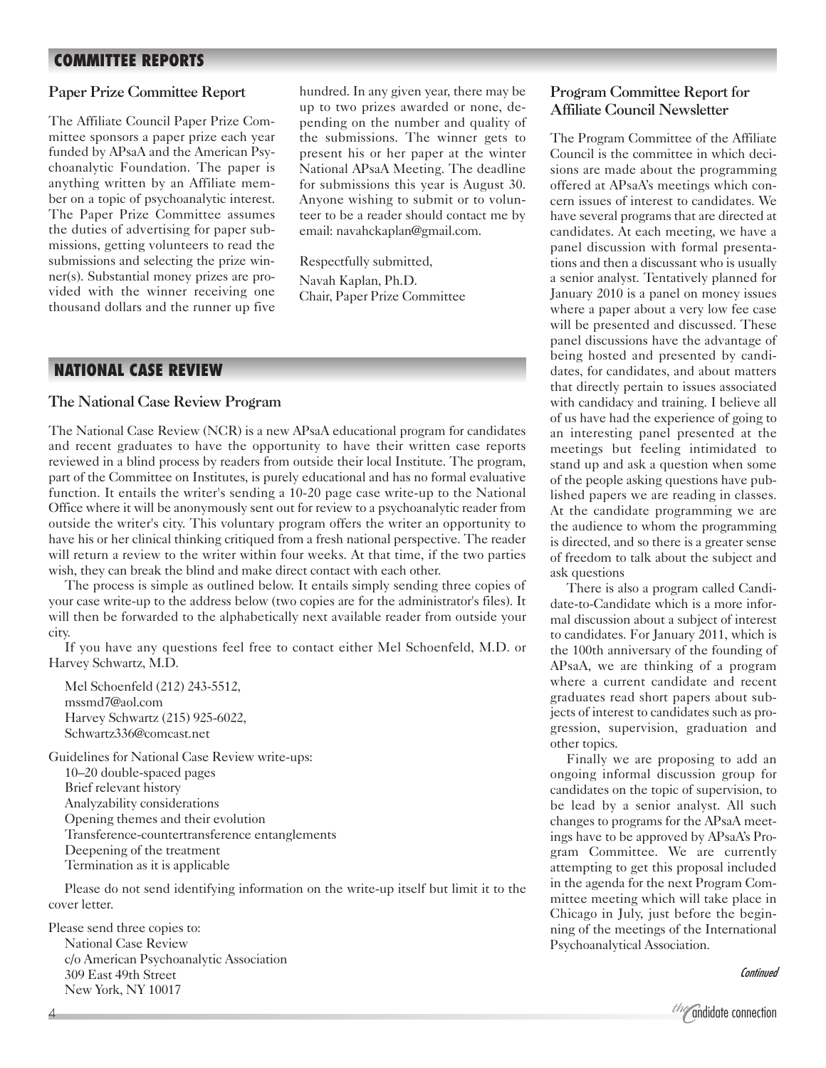## COMMITTEE REPORTS

### Paper Prize Committee Report

The Affiliate Council Paper Prize Committee sponsors a paper prize each year funded by APsaA and the American Psychoanalytic Foundation. The paper is anything written by an Affiliate member on a topic of psychoanalytic interest. The Paper Prize Committee assumes the duties of advertising for paper submissions, getting volunteers to read the submissions and selecting the prize winner(s). Substantial money prizes are provided with the winner receiving one thousand dollars and the runner up five hundred. In any given year, there may be up to two prizes awarded or none, depending on the number and quality of the submissions. The winner gets to present his or her paper at the winter National APsaA Meeting. The deadline for submissions this year is August 30. Anyone wishing to submit or to volunteer to be a reader should contact me by email: navahckaplan@gmail.com.

Respectfully submitted,
Navah Kaplan, Ph.D.
Chair, Paper Prize Committee

## NATIONAL CASE REVIEW

### The National Case Review Program

The National Case Review (NCR) is a new APsaA educational program for candidates and recent graduates to have the opportunity to have their written case reports reviewed in a blind process by readers from outside their local Institute. The program, part of the Committee on Institutes, is purely educational and has no formal evaluative function. It entails the writer's sending a 10-20 page case write-up to the National Office where it will be anonymously sent out for review to a psychoanalytic reader from outside the writer's city. This voluntary program offers the writer an opportunity to have his or her clinical thinking critiqued from a fresh national perspective. The reader will return a review to the writer within four weeks. At that time, if the two parties wish, they can break the blind and make direct contact with each other.

The process is simple as outlined below. It entails simply sending three copies of your case write-up to the address below (two copies are for the administrator's files). It will then be forwarded to the alphabetically next available reader from outside your city.

If you have any questions feel free to contact either Mel Schoenfeld, M.D. or Harvey Schwartz, M.D.

Mel Schoenfeld (212) 243-5512,
mssmd7@aol.com
Harvey Schwartz (215) 925-6022,
Schwartz336@comcast.net

Guidelines for National Case Review write-ups:
- 10–20 double-spaced pages
- Brief relevant history
- Analyzability considerations
- Opening themes and their evolution
- Transference-countertransference entanglements
- Deepening of the treatment
- Termination as it is applicable

Please do not send identifying information on the write-up itself but limit it to the cover letter.

Please send three copies to:
National Case Review
c/o American Psychoanalytic Association
309 East 49th Street
New York, NY 10017

### Program Committee Report for Affiliate Council Newsletter

The Program Committee of the Affiliate Council is the committee in which decisions are made about the programming offered at APsaA's meetings which concern issues of interest to candidates. We have several programs that are directed at candidates. At each meeting, we have a panel discussion with formal presentations and then a discussant who is usually a senior analyst. Tentatively planned for January 2010 is a panel on money issues where a paper about a very low fee case will be presented and discussed. These panel discussions have the advantage of being hosted and presented by candidates, for candidates, and about matters that directly pertain to issues associated with candidacy and training. I believe all of us have had the experience of going to an interesting panel presented at the meetings but feeling intimidated to stand up and ask a question when some of the people asking questions have published papers we are reading in classes. At the candidate programming we are the audience to whom the programming is directed, and so there is a greater sense of freedom to talk about the subject and ask questions

There is also a program called Candidate-to-Candidate which is a more informal discussion about a subject of interest to candidates. For January 2011, which is the 100th anniversary of the founding of APsaA, we are thinking of a program where a current candidate and recent graduates read short papers about subjects of interest to candidates such as progression, supervision, graduation and other topics.

Finally we are proposing to add an ongoing informal discussion group for candidates on the topic of supervision, to be lead by a senior analyst. All such changes to programs for the APsaA meetings have to be approved by APsaA's Program Committee. We are currently attempting to get this proposal included in the agenda for the next Program Committee meeting which will take place in Chicago in July, just before the beginning of the meetings of the International Psychoanalytical Association.

*Continued*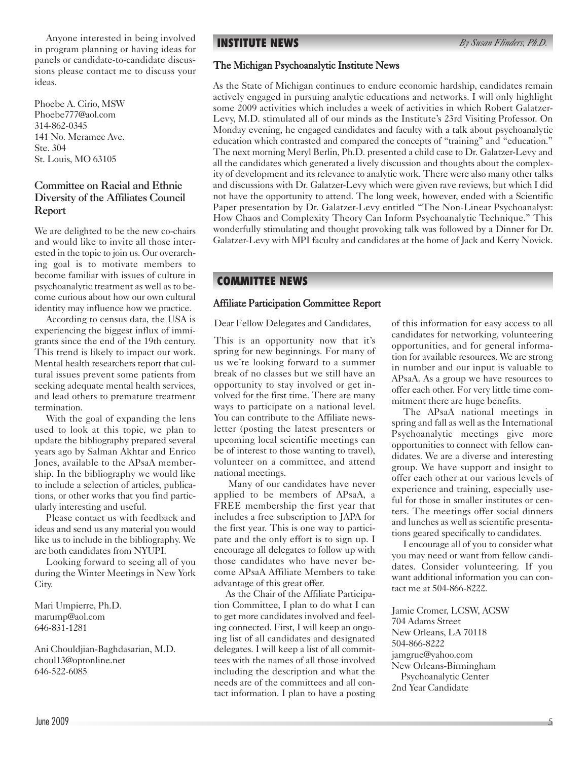Anyone interested in being involved in program planning or having ideas for panels or candidate-to-candidate discussions please contact me to discuss your ideas.

Phoebe A. Cirio, MSW
Phoebe777@aol.com
314-862-0345
141 No. Meramec Ave.
Ste. 304
St. Louis, MO 63105

### Committee on Racial and Ethnic Diversity of the Affiliates Council Report

We are delighted to be the new co-chairs and would like to invite all those interested in the topic to join us. Our overarching goal is to motivate members to become familiar with issues of culture in psychoanalytic treatment as well as to become curious about how our own cultural identity may influence how we practice.

According to census data, the USA is experiencing the biggest influx of immigrants since the end of the 19th century. This trend is likely to impact our work. Mental health researchers report that cultural issues prevent some patients from seeking adequate mental health services, and lead others to premature treatment termination.

With the goal of expanding the lens used to look at this topic, we plan to update the bibliography prepared several years ago by Salman Akhtar and Enrico Jones, available to the APsaA membership. In the bibliography we would like to include a selection of articles, publications, or other works that you find particularly interesting and useful.

Please contact us with feedback and ideas and send us any material you would like us to include in the bibliography. We are both candidates from NYUPI.

Looking forward to seeing all of you during the Winter Meetings in New York City.

Mari Umpierre, Ph.D.
marump@aol.com
646-831-1281

Ani Chouldjian-Baghdasarian, M.D.
choul13@optonline.net
646-522-6085

## INSTITUTE NEWS

*By Susan Flinders, Ph.D.*

### The Michigan Psychoanalytic Institute News

As the State of Michigan continues to endure economic hardship, candidates remain actively engaged in pursuing analytic educations and networks. I will only highlight some 2009 activities which includes a week of activities in which Robert Galatzer-Levy, M.D. stimulated all of our minds as the Institute's 23rd Visiting Professor. On Monday evening, he engaged candidates and faculty with a talk about psychoanalytic education which contrasted and compared the concepts of "training" and "education." The next morning Meryl Berlin, Ph.D. presented a child case to Dr. Galatzer-Levy and all the candidates which generated a lively discussion and thoughts about the complexity of development and its relevance to analytic work. There were also many other talks and discussions with Dr. Galatzer-Levy which were given rave reviews, but which I did not have the opportunity to attend. The long week, however, ended with a Scientific Paper presentation by Dr. Galatzer-Levy entitled "The Non-Linear Psychoanalyst: How Chaos and Complexity Theory Can Inform Psychoanalytic Technique." This wonderfully stimulating and thought provoking talk was followed by a Dinner for Dr. Galatzer-Levy with MPI faculty and candidates at the home of Jack and Kerry Novick.

## COMMITTEE NEWS

### Affiliate Participation Committee Report

Dear Fellow Delegates and Candidates,

This is an opportunity now that it's spring for new beginnings. For many of us we're looking forward to a summer break of no classes but we still have an opportunity to stay involved or get involved for the first time. There are many ways to participate on a national level. You can contribute to the Affiliate newsletter (posting the latest presenters or upcoming local scientific meetings can be of interest to those wanting to travel), volunteer on a committee, and attend national meetings.

Many of our candidates have never applied to be members of APsaA, a FREE membership the first year that includes a free subscription to JAPA for the first year. This is one way to participate and the only effort is to sign up. I encourage all delegates to follow up with those candidates who have never become APsaA Affiliate Members to take advantage of this great offer.

As the Chair of the Affiliate Participation Committee, I plan to do what I can to get more candidates involved and feeling connected. First, I will keep an ongoing list of all candidates and designated delegates. I will keep a list of all committees with the names of all those involved including the description and what the needs are of the committees and all contact information. I plan to have a posting of this information for easy access to all candidates for networking, volunteering opportunities, and for general information for available resources. We are strong in number and our input is valuable to APsaA. As a group we have resources to offer each other. For very little time commitment there are huge benefits.

The APsaA national meetings in spring and fall as well as the International Psychoanalytic meetings give more opportunities to connect with fellow candidates. We are a diverse and interesting group. We have support and insight to offer each other at our various levels of experience and training, especially useful for those in smaller institutes or centers. The meetings offer social dinners and lunches as well as scientific presentations geared specifically to candidates.

I encourage all of you to consider what you may need or want from fellow candidates. Consider volunteering. If you want additional information you can contact me at 504-866-8222.

Jamie Cromer, LCSW, ACSW
704 Adams Street
New Orleans, LA 70118
504-866-8222
jamgrue@yahoo.com
New Orleans-Birmingham Psychoanalytic Center
2nd Year Candidate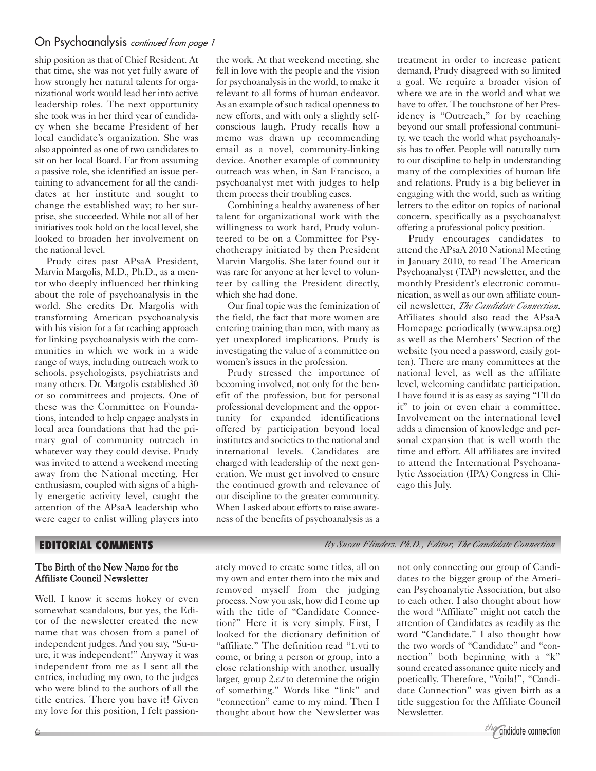## On Psychoanalysis *continued from page 1*

ship position as that of Chief Resident. At that time, she was not yet fully aware of how strongly her natural talents for organizational work would lead her into active leadership roles. The next opportunity she took was in her third year of candidacy when she became President of her local candidate's organization. She was also appointed as one of two candidates to sit on her local Board. Far from assuming a passive role, she identified an issue pertaining to advancement for all the candidates at her institute and sought to change the established way; to her surprise, she succeeded. While not all of her initiatives took hold on the local level, she looked to broaden her involvement on the national level.

Prudy cites past APsaA President, Marvin Margolis, M.D., Ph.D., as a mentor who deeply influenced her thinking about the role of psychoanalysis in the world. She credits Dr. Margolis with transforming American psychoanalysis with his vision for a far reaching approach for linking psychoanalysis with the communities in which we work in a wide range of ways, including outreach work to schools, psychologists, psychiatrists and many others. Dr. Margolis established 30 or so committees and projects. One of these was the Committee on Foundations, intended to help engage analysts in local area foundations that had the primary goal of community outreach in whatever way they could devise. Prudy was invited to attend a weekend meeting away from the National meeting. Her enthusiasm, coupled with signs of a highly energetic activity level, caught the attention of the APsaA leadership who were eager to enlist willing players into the work. At that weekend meeting, she fell in love with the people and the vision for psychoanalysis in the world, to make it relevant to all forms of human endeavor. As an example of such radical openness to new efforts, and with only a slightly self-conscious laugh, Prudy recalls how a memo was drawn up recommending email as a novel, community-linking device. Another example of community outreach was when, in San Francisco, a psychoanalyst met with judges to help them process their troubling cases.

Combining a healthy awareness of her talent for organizational work with the willingness to work hard, Prudy volunteered to be on a Committee for Psychotherapy initiated by then President Marvin Margolis. She later found out it was rare for anyone at her level to volunteer by calling the President directly, which she had done.

Our final topic was the feminization of the field, the fact that more women are entering training than men, with many as yet unexplored implications. Prudy is investigating the value of a committee on women's issues in the profession.

Prudy stressed the importance of becoming involved, not only for the benefit of the profession, but for personal professional development and the opportunity for expanded identifications offered by participation beyond local institutes and societies to the national and international levels. Candidates are charged with leadership of the next generation. We must get involved to ensure the continued growth and relevance of our discipline to the greater community. When I asked about efforts to raise awareness of the benefits of psychoanalysis as a treatment in order to increase patient demand, Prudy disagreed with so limited a goal. We require a broader vision of where we are in the world and what we have to offer. The touchstone of her Presidency is "Outreach," for by reaching beyond our small professional community, we teach the world what psychoanalysis has to offer. People will naturally turn to our discipline to help in understanding many of the complexities of human life and relations. Prudy is a big believer in engaging with the world, such as writing letters to the editor on topics of national concern, specifically as a psychoanalyst offering a professional policy position.

Prudy encourages candidates to attend the APsaA 2010 National Meeting in January 2010, to read The American Psychoanalyst (TAP) newsletter, and the monthly President's electronic communication, as well as our own affiliate council newsletter, *The Candidate Connection*. Affiliates should also read the APsaA Homepage periodically (www.apsa.org) as well as the Members' Section of the website (you need a password, easily gotten). There are many committees at the national level, as well as the affiliate level, welcoming candidate participation. I have found it is as easy as saying "I'll do it" to join or even chair a committee. Involvement on the international level adds a dimension of knowledge and personal expansion that is well worth the time and effort. All affiliates are invited to attend the International Psychoanalytic Association (IPA) Congress in Chicago this July.

## EDITORIAL COMMENTS

*By Susan Flinders. Ph.D., Editor, The Candidate Connection*

### The Birth of the New Name for the Affiliate Council Newsletter

Well, I know it seems hokey or even somewhat scandalous, but yes, the Editor of the newsletter created the new name that was chosen from a panel of independent judges. And you say, "Su-u-ure, it was independent!" Anyway it was independent from me as I sent all the entries, including my own, to the judges who were blind to the authors of all the title entries. There you have it! Given my love for this position, I felt passionately moved to create some titles, all on my own and enter them into the mix and removed myself from the judging process. Now you ask, how did I come up with the title of "Candidate Connection?" Here it is very simply. First, I looked for the dictionary definition of "affiliate." The definition read "1.vti to come, or bring a person or group, into a close relationship with another, usually larger, group 2.*vt* to determine the origin of something." Words like "link" and "connection" came to my mind. Then I thought about how the Newsletter was not only connecting our group of Candidates to the bigger group of the American Psychoanalytic Association, but also to each other. I also thought about how the word "Affiliate" might not catch the attention of Candidates as readily as the word "Candidate." I also thought how the two words of "Candidate" and "connection" both beginning with a "k" sound created assonance quite nicely and poetically. Therefore, "Voila!", "Candidate Connection" was given birth as a title suggestion for the Affiliate Council Newsletter.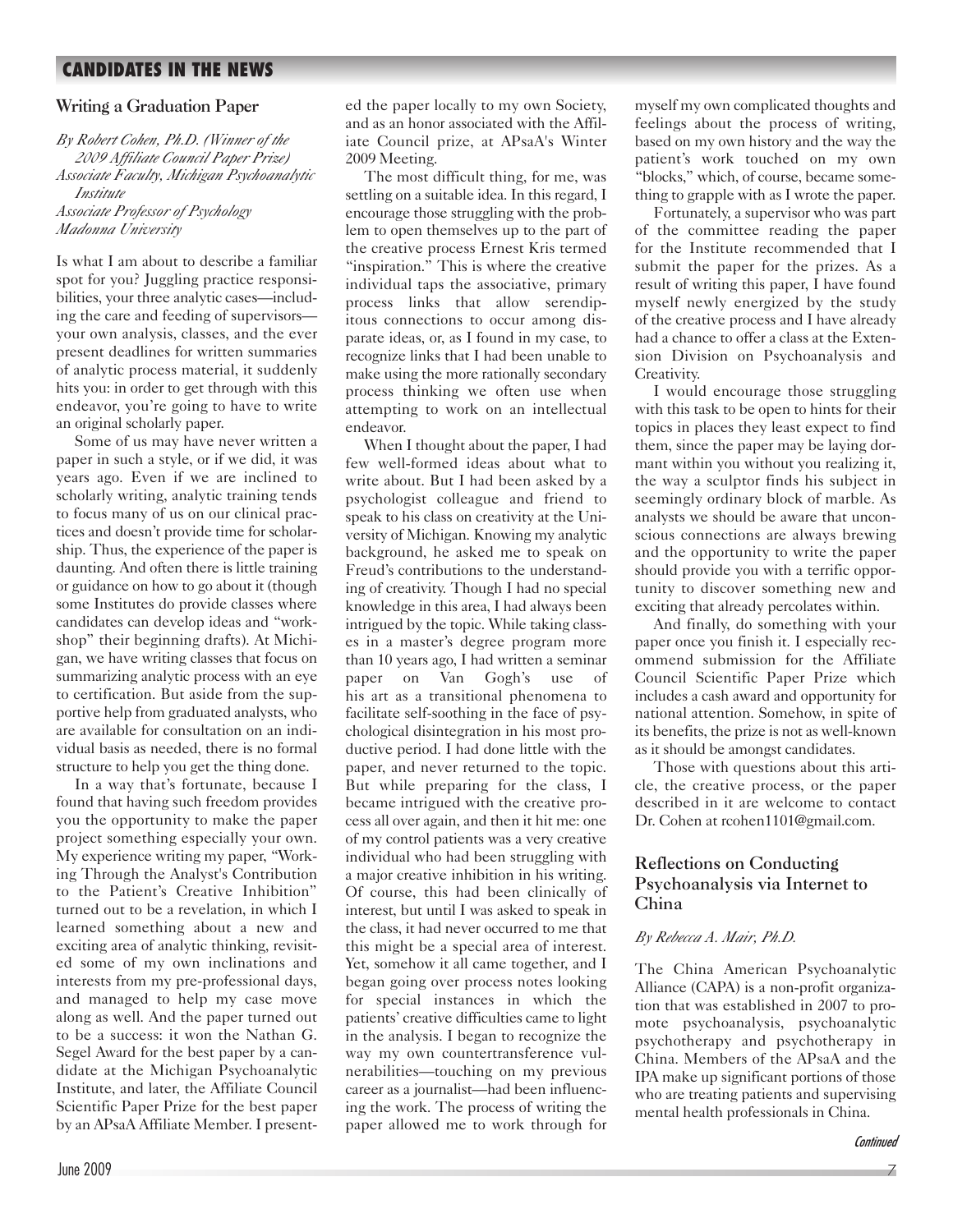## CANDIDATES IN THE NEWS

### Writing a Graduation Paper

*By Robert Cohen, Ph.D. (Winner of the 2009 Affiliate Council Paper Prize)*
*Associate Faculty, Michigan Psychoanalytic Institute*
*Associate Professor of Psychology*
*Madonna University*

Is what I am about to describe a familiar spot for you? Juggling practice responsibilities, your three analytic cases—including the care and feeding of supervisors—your own analysis, classes, and the ever present deadlines for written summaries of analytic process material, it suddenly hits you: in order to get through with this endeavor, you're going to have to write an original scholarly paper.

Some of us may have never written a paper in such a style, or if we did, it was years ago. Even if we are inclined to scholarly writing, analytic training tends to focus many of us on our clinical practices and doesn't provide time for scholarship. Thus, the experience of the paper is daunting. And often there is little training or guidance on how to go about it (though some Institutes do provide classes where candidates can develop ideas and "workshop" their beginning drafts). At Michigan, we have writing classes that focus on summarizing analytic process with an eye to certification. But aside from the supportive help from graduated analysts, who are available for consultation on an individual basis as needed, there is no formal structure to help you get the thing done.

In a way that's fortunate, because I found that having such freedom provides you the opportunity to make the paper project something especially your own. My experience writing my paper, "Working Through the Analyst's Contribution to the Patient's Creative Inhibition" turned out to be a revelation, in which I learned something about a new and exciting area of analytic thinking, revisited some of my own inclinations and interests from my pre-professional days, and managed to help my case move along as well. And the paper turned out to be a success: it won the Nathan G. Segel Award for the best paper by a candidate at the Michigan Psychoanalytic Institute, and later, the Affiliate Council Scientific Paper Prize for the best paper by an APsaA Affiliate Member. I presented the paper locally to my own Society, and as an honor associated with the Affiliate Council prize, at APsaA's Winter 2009 Meeting.

The most difficult thing, for me, was settling on a suitable idea. In this regard, I encourage those struggling with the problem to open themselves up to the part of the creative process Ernest Kris termed "inspiration." This is where the creative individual taps the associative, primary process links that allow serendipitous connections to occur among disparate ideas, or, as I found in my case, to recognize links that I had been unable to make using the more rationally secondary process thinking we often use when attempting to work on an intellectual endeavor.

When I thought about the paper, I had few well-formed ideas about what to write about. But I had been asked by a psychologist colleague and friend to speak to his class on creativity at the University of Michigan. Knowing my analytic background, he asked me to speak on Freud's contributions to the understanding of creativity. Though I had no special knowledge in this area, I had always been intrigued by the topic. While taking classes in a master's degree program more than 10 years ago, I had written a seminar paper on Van Gogh's use of his art as a transitional phenomena to facilitate self-soothing in the face of psychological disintegration in his most productive period. I had done little with the paper, and never returned to the topic. But while preparing for the class, I became intrigued with the creative process all over again, and then it hit me: one of my control patients was a very creative individual who had been struggling with a major creative inhibition in his writing. Of course, this had been clinically of interest, but until I was asked to speak in the class, it had never occurred to me that this might be a special area of interest. Yet, somehow it all came together, and I began going over process notes looking for special instances in which the patients' creative difficulties came to light in the analysis. I began to recognize the way my own countertransference vulnerabilities—touching on my previous career as a journalist—had been influencing the work. The process of writing the paper allowed me to work through for myself my own complicated thoughts and feelings about the process of writing, based on my own history and the way the patient's work touched on my own "blocks," which, of course, became something to grapple with as I wrote the paper.

Fortunately, a supervisor who was part of the committee reading the paper for the Institute recommended that I submit the paper for the prizes. As a result of writing this paper, I have found myself newly energized by the study of the creative process and I have already had a chance to offer a class at the Extension Division on Psychoanalysis and Creativity.

I would encourage those struggling with this task to be open to hints for their topics in places they least expect to find them, since the paper may be laying dormant within you without you realizing it, the way a sculptor finds his subject in seemingly ordinary block of marble. As analysts we should be aware that unconscious connections are always brewing and the opportunity to write the paper should provide you with a terrific opportunity to discover something new and exciting that already percolates within.

And finally, do something with your paper once you finish it. I especially recommend submission for the Affiliate Council Scientific Paper Prize which includes a cash award and opportunity for national attention. Somehow, in spite of its benefits, the prize is not as well-known as it should be amongst candidates.

Those with questions about this article, the creative process, or the paper described in it are welcome to contact Dr. Cohen at rcohen1101@gmail.com.

### Reflections on Conducting Psychoanalysis via Internet to China

*By Rebecca A. Mair, Ph.D.*

The China American Psychoanalytic Alliance (CAPA) is a non-profit organization that was established in 2007 to promote psychoanalysis, psychoanalytic psychotherapy and psychotherapy in China. Members of the APsaA and the IPA make up significant portions of those who are treating patients and supervising mental health professionals in China.

*Continued*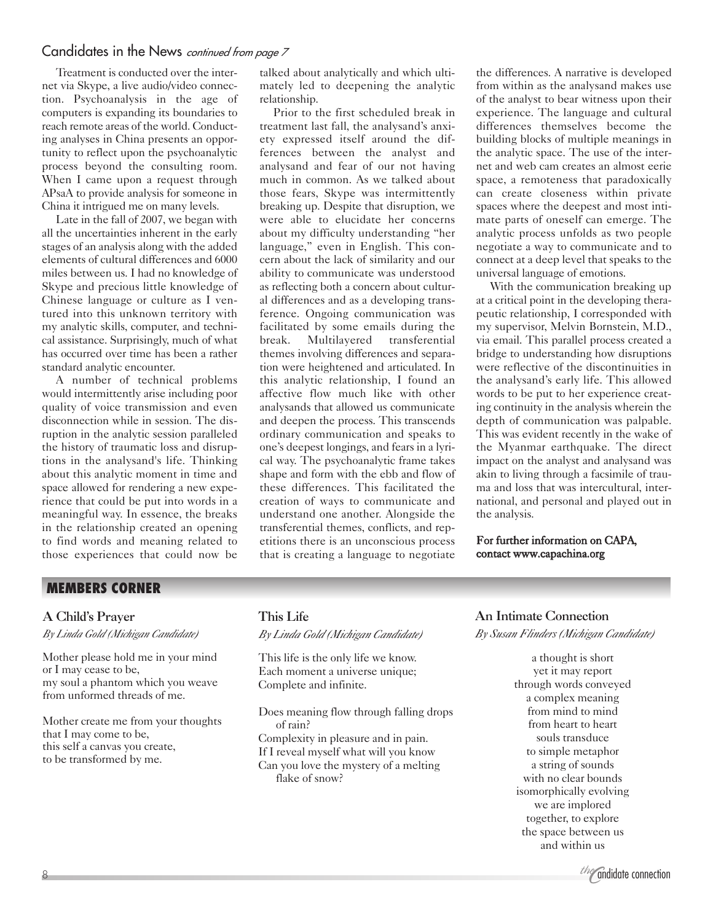## Candidates in the News *continued from page 7*

Treatment is conducted over the internet via Skype, a live audio/video connection. Psychoanalysis in the age of computers is expanding its boundaries to reach remote areas of the world. Conducting analyses in China presents an opportunity to reflect upon the psychoanalytic process beyond the consulting room. When I came upon a request through APsaA to provide analysis for someone in China it intrigued me on many levels.

Late in the fall of 2007, we began with all the uncertainties inherent in the early stages of an analysis along with the added elements of cultural differences and 6000 miles between us. I had no knowledge of Skype and precious little knowledge of Chinese language or culture as I ventured into this unknown territory with my analytic skills, computer, and technical assistance. Surprisingly, much of what has occurred over time has been a rather standard analytic encounter.

A number of technical problems would intermittently arise including poor quality of voice transmission and even disconnection while in session. The disruption in the analytic session paralleled the history of traumatic loss and disruptions in the analysand's life. Thinking about this analytic moment in time and space allowed for rendering a new experience that could be put into words in a meaningful way. In essence, the breaks in the relationship created an opening to find words and meaning related to those experiences that could now be talked about analytically and which ultimately led to deepening the analytic relationship.

Prior to the first scheduled break in treatment last fall, the analysand's anxiety expressed itself around the differences between the analyst and analysand and fear of our not having much in common. As we talked about those fears, Skype was intermittently breaking up. Despite that disruption, we were able to elucidate her concerns about my difficulty understanding "her language," even in English. This concern about the lack of similarity and our ability to communicate was understood as reflecting both a concern about cultural differences and as a developing transference. Ongoing communication was facilitated by some emails during the break. Multilayered transferential themes involving differences and separation were heightened and articulated. In this analytic relationship, I found an affective flow much like with other analysands that allowed us communicate and deepen the process. This transcends ordinary communication and speaks to one's deepest longings, and fears in a lyrical way. The psychoanalytic frame takes shape and form with the ebb and flow of these differences. This facilitated the creation of ways to communicate and understand one another. Alongside the transferential themes, conflicts, and repetitions there is an unconscious process that is creating a language to negotiate the differences. A narrative is developed from within as the analysand makes use of the analyst to bear witness upon their experience. The language and cultural differences themselves become the building blocks of multiple meanings in the analytic space. The use of the internet and web cam creates an almost eerie space, a remoteness that paradoxically can create closeness within private spaces where the deepest and most intimate parts of oneself can emerge. The analytic process unfolds as two people negotiate a way to communicate and to connect at a deep level that speaks to the universal language of emotions.

With the communication breaking up at a critical point in the developing therapeutic relationship, I corresponded with my supervisor, Melvin Bornstein, M.D., via email. This parallel process created a bridge to understanding how disruptions were reflective of the discontinuities in the analysand's early life. This allowed words to be put to her experience creating continuity in the analysis wherein the depth of communication was palpable. This was evident recently in the wake of the Myanmar earthquake. The direct impact on the analyst and analysand was akin to living through a facsimile of trauma and loss that was intercultural, international, and personal and played out in the analysis.

**For further information on CAPA, contact www.capachina.org**

## MEMBERS CORNER

### A Child's Prayer

*By Linda Gold (Michigan Candidate)*

Mother please hold me in your mind
or I may cease to be,
my soul a phantom which you weave
from unformed threads of me.

Mother create me from your thoughts
that I may come to be,
this self a canvas you create,
to be transformed by me.

### This Life

*By Linda Gold (Michigan Candidate)*

This life is the only life we know.
Each moment a universe unique;
Complete and infinite.

Does meaning flow through falling drops of rain?
Complexity in pleasure and in pain.
If I reveal myself what will you know
Can you love the mystery of a melting flake of snow?

### An Intimate Connection

*By Susan Flinders (Michigan Candidate)*

a thought is short
yet it may report
through words conveyed
a complex meaning
from mind to mind
from heart to heart
souls transduce
to simple metaphor
a string of sounds
with no clear bounds
isomorphically evolving
we are implored
together, to explore
the space between us
and within us